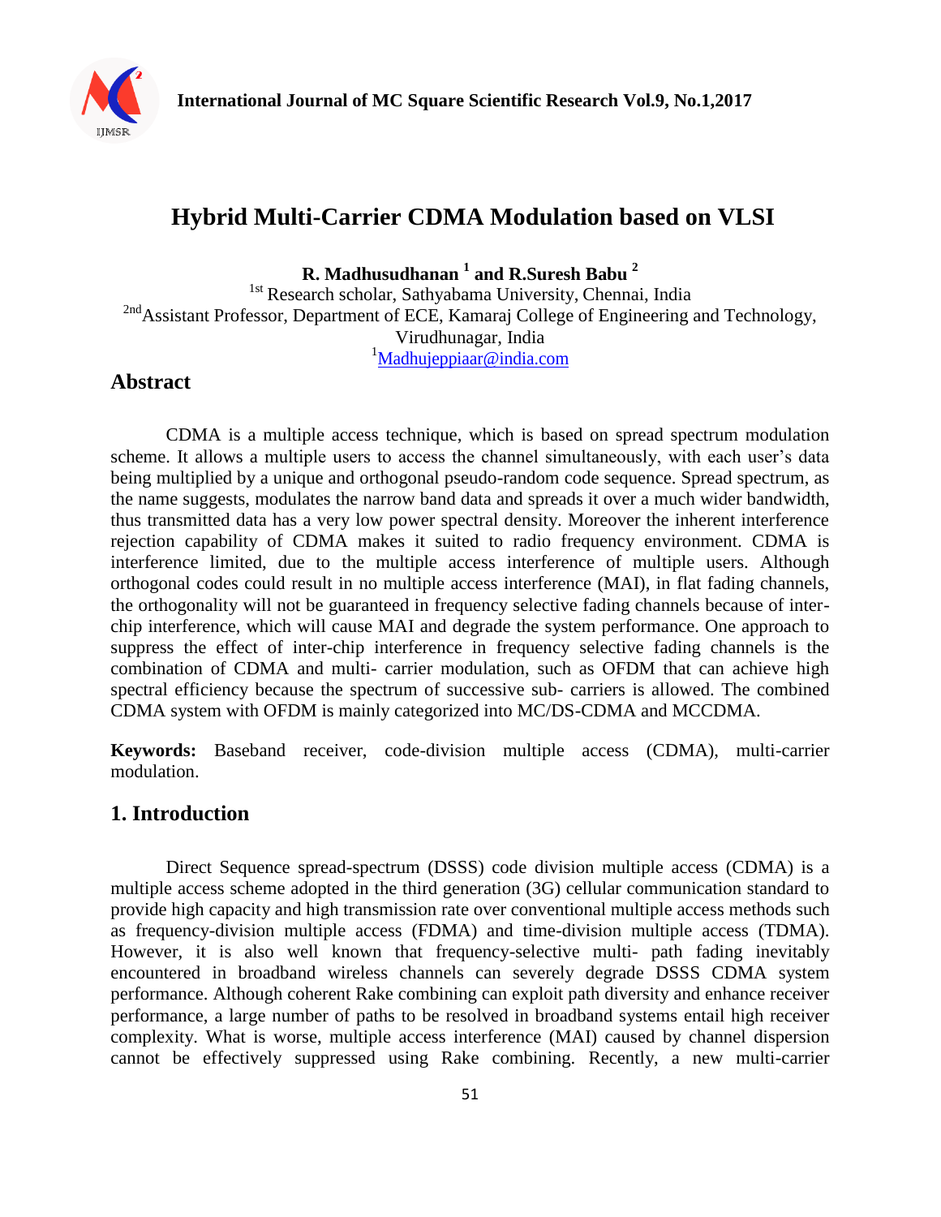# Hybrid Multi-Carrier CDMA Modulation based on VLSI

**R. Madhusudhanan [1] and R.Suresh Babu [2]**

[1st] Research scholar, Sathyabama University, Chennai, India

[2nd] Assistant Professor, Department of ECE, Kamaraj College of Engineering and Technology, Virudhunagar, India

[1] Madhujeppiaar@india.com

## Abstract

CDMA is a multiple access technique, which is based on spread spectrum modulation scheme. It allows a multiple users to access the channel simultaneously, with each user's data being multiplied by a unique and orthogonal pseudo-random code sequence. Spread spectrum, as the name suggests, modulates the narrow band data and spreads it over a much wider bandwidth, thus transmitted data has a very low power spectral density. Moreover the inherent interference rejection capability of CDMA makes it suited to radio frequency environment. CDMA is interference limited, due to the multiple access interference of multiple users. Although orthogonal codes could result in no multiple access interference (MAI), in flat fading channels, the orthogonality will not be guaranteed in frequency selective fading channels because of inter-chip interference, which will cause MAI and degrade the system performance. One approach to suppress the effect of inter-chip interference in frequency selective fading channels is the combination of CDMA and multi- carrier modulation, such as OFDM that can achieve high spectral efficiency because the spectrum of successive sub- carriers is allowed. The combined CDMA system with OFDM is mainly categorized into MC/DS-CDMA and MCCDMA.

**Keywords:** Baseband receiver, code-division multiple access (CDMA), multi-carrier modulation.

## 1. Introduction

Direct Sequence spread-spectrum (DSSS) code division multiple access (CDMA) is a multiple access scheme adopted in the third generation (3G) cellular communication standard to provide high capacity and high transmission rate over conventional multiple access methods such as frequency-division multiple access (FDMA) and time-division multiple access (TDMA). However, it is also well known that frequency-selective multi- path fading inevitably encountered in broadband wireless channels can severely degrade DSSS CDMA system performance. Although coherent Rake combining can exploit path diversity and enhance receiver performance, a large number of paths to be resolved in broadband systems entail high receiver complexity. What is worse, multiple access interference (MAI) caused by channel dispersion cannot be effectively suppressed using Rake combining. Recently, a new multi-carrier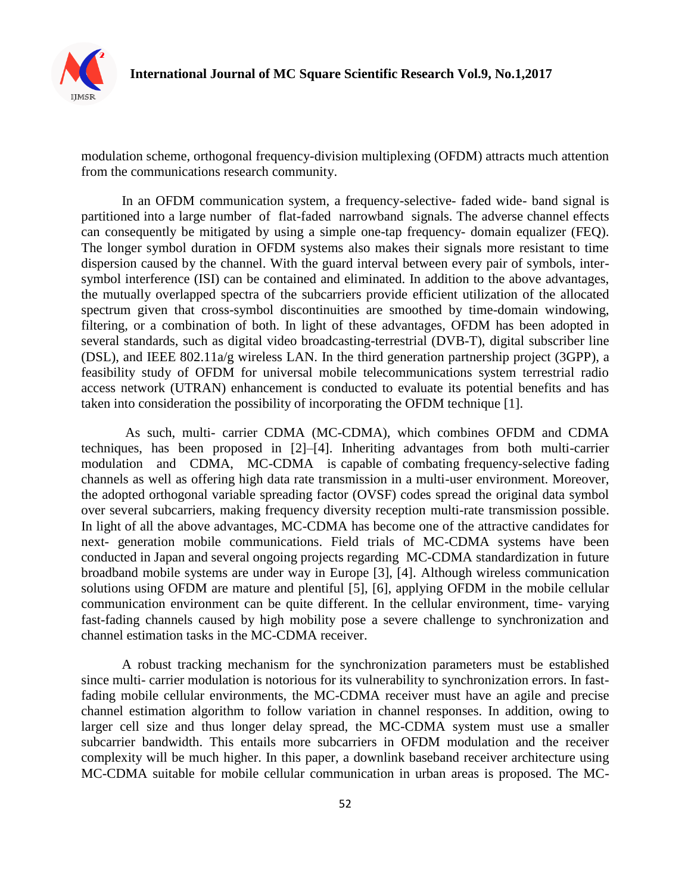modulation scheme, orthogonal frequency-division multiplexing (OFDM) attracts much attention from the communications research community.

In an OFDM communication system, a frequency-selective- faded wide- band signal is partitioned into a large number of flat-faded narrowband signals. The adverse channel effects can consequently be mitigated by using a simple one-tap frequency- domain equalizer (FEQ). The longer symbol duration in OFDM systems also makes their signals more resistant to time dispersion caused by the channel. With the guard interval between every pair of symbols, inter-symbol interference (ISI) can be contained and eliminated. In addition to the above advantages, the mutually overlapped spectra of the subcarriers provide efficient utilization of the allocated spectrum given that cross-symbol discontinuities are smoothed by time-domain windowing, filtering, or a combination of both. In light of these advantages, OFDM has been adopted in several standards, such as digital video broadcasting-terrestrial (DVB-T), digital subscriber line (DSL), and IEEE 802.11a/g wireless LAN. In the third generation partnership project (3GPP), a feasibility study of OFDM for universal mobile telecommunications system terrestrial radio access network (UTRAN) enhancement is conducted to evaluate its potential benefits and has taken into consideration the possibility of incorporating the OFDM technique [1].

As such, multi- carrier CDMA (MC-CDMA), which combines OFDM and CDMA techniques, has been proposed in [2]–[4]. Inheriting advantages from both multi-carrier modulation and CDMA, MC-CDMA is capable of combating frequency-selective fading channels as well as offering high data rate transmission in a multi-user environment. Moreover, the adopted orthogonal variable spreading factor (OVSF) codes spread the original data symbol over several subcarriers, making frequency diversity reception multi-rate transmission possible. In light of all the above advantages, MC-CDMA has become one of the attractive candidates for next- generation mobile communications. Field trials of MC-CDMA systems have been conducted in Japan and several ongoing projects regarding MC-CDMA standardization in future broadband mobile systems are under way in Europe [3], [4]. Although wireless communication solutions using OFDM are mature and plentiful [5], [6], applying OFDM in the mobile cellular communication environment can be quite different. In the cellular environment, time- varying fast-fading channels caused by high mobility pose a severe challenge to synchronization and channel estimation tasks in the MC-CDMA receiver.

A robust tracking mechanism for the synchronization parameters must be established since multi- carrier modulation is notorious for its vulnerability to synchronization errors. In fast-fading mobile cellular environments, the MC-CDMA receiver must have an agile and precise channel estimation algorithm to follow variation in channel responses. In addition, owing to larger cell size and thus longer delay spread, the MC-CDMA system must use a smaller subcarrier bandwidth. This entails more subcarriers in OFDM modulation and the receiver complexity will be much higher. In this paper, a downlink baseband receiver architecture using MC-CDMA suitable for mobile cellular communication in urban areas is proposed. The MC-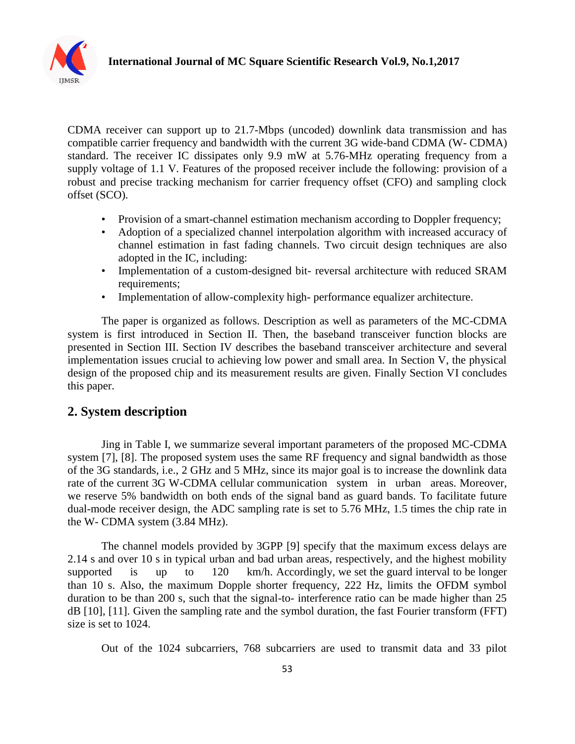CDMA receiver can support up to 21.7-Mbps (uncoded) downlink data transmission and has compatible carrier frequency and bandwidth with the current 3G wide-band CDMA (W- CDMA) standard. The receiver IC dissipates only 9.9 mW at 5.76-MHz operating frequency from a supply voltage of 1.1 V. Features of the proposed receiver include the following: provision of a robust and precise tracking mechanism for carrier frequency offset (CFO) and sampling clock offset (SCO).

- Provision of a smart-channel estimation mechanism according to Doppler frequency;
- Adoption of a specialized channel interpolation algorithm with increased accuracy of channel estimation in fast fading channels. Two circuit design techniques are also adopted in the IC, including:
- Implementation of a custom-designed bit- reversal architecture with reduced SRAM requirements;
- Implementation of allow-complexity high- performance equalizer architecture.

The paper is organized as follows. Description as well as parameters of the MC-CDMA system is first introduced in Section II. Then, the baseband transceiver function blocks are presented in Section III. Section IV describes the baseband transceiver architecture and several implementation issues crucial to achieving low power and small area. In Section V, the physical design of the proposed chip and its measurement results are given. Finally Section VI concludes this paper.

## 2. System description

Jing in Table I, we summarize several important parameters of the proposed MC-CDMA system [7], [8]. The proposed system uses the same RF frequency and signal bandwidth as those of the 3G standards, i.e., 2 GHz and 5 MHz, since its major goal is to increase the downlink data rate of the current 3G W-CDMA cellular communication system in urban areas. Moreover, we reserve 5% bandwidth on both ends of the signal band as guard bands. To facilitate future dual-mode receiver design, the ADC sampling rate is set to 5.76 MHz, 1.5 times the chip rate in the W- CDMA system (3.84 MHz).

The channel models provided by 3GPP [9] specify that the maximum excess delays are 2.14 s and over 10 s in typical urban and bad urban areas, respectively, and the highest mobility supported is up to 120 km/h. Accordingly, we set the guard interval to be longer than 10 s. Also, the maximum Dopple shorter frequency, 222 Hz, limits the OFDM symbol duration to be than 200 s, such that the signal-to- interference ratio can be made higher than 25 dB [10], [11]. Given the sampling rate and the symbol duration, the fast Fourier transform (FFT) size is set to 1024.

Out of the 1024 subcarriers, 768 subcarriers are used to transmit data and 33 pilot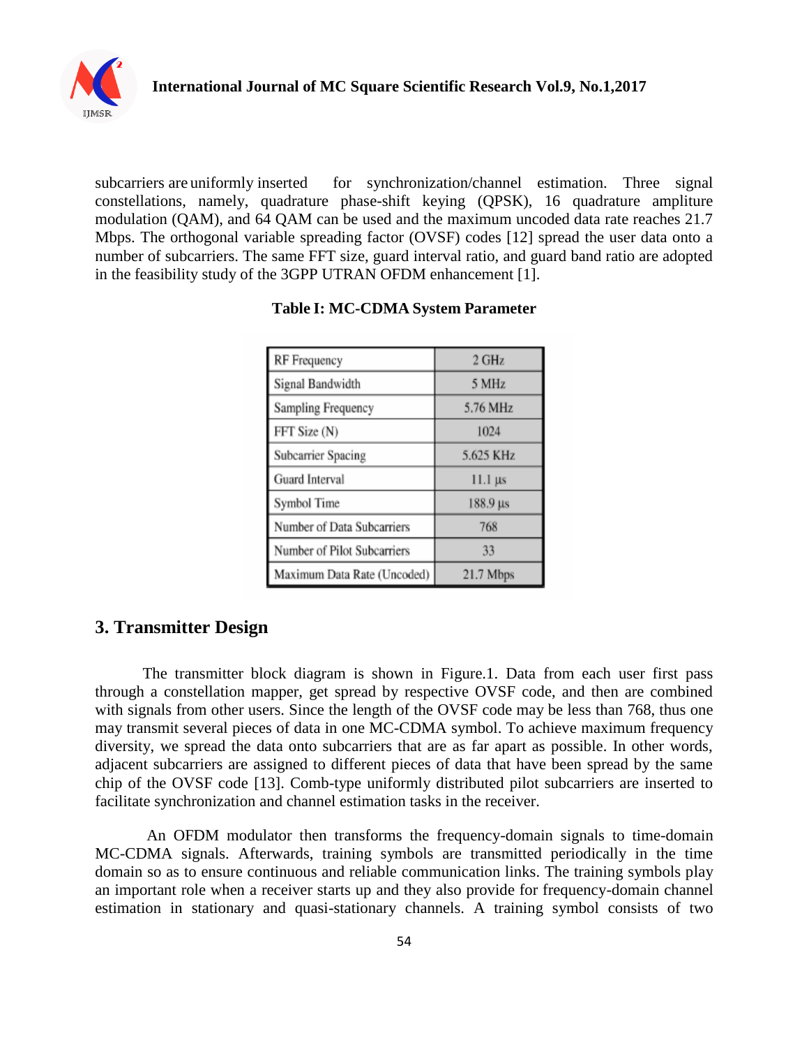subcarriers are uniformly inserted for synchronization/channel estimation. Three signal constellations, namely, quadrature phase-shift keying (QPSK), 16 quadrature ampliture modulation (QAM), and 64 QAM can be used and the maximum uncoded data rate reaches 21.7 Mbps. The orthogonal variable spreading factor (OVSF) codes [12] spread the user data onto a number of subcarriers. The same FFT size, guard interval ratio, and guard band ratio are adopted in the feasibility study of the 3GPP UTRAN OFDM enhancement [1].

**Table I: MC-CDMA System Parameter**

| RF Frequency | 2 GHz |
|---|---|
| Signal Bandwidth | 5 MHz |
| Sampling Frequency | 5.76 MHz |
| FFT Size (N) | 1024 |
| Subcarrier Spacing | 5.625 KHz |
| Guard Interval | 11.1 μs |
| Symbol Time | 188.9 μs |
| Number of Data Subcarriers | 768 |
| Number of Pilot Subcarriers | 33 |
| Maximum Data Rate (Uncoded) | 21.7 Mbps |

## 3. Transmitter Design

The transmitter block diagram is shown in Figure.1. Data from each user first pass through a constellation mapper, get spread by respective OVSF code, and then are combined with signals from other users. Since the length of the OVSF code may be less than 768, thus one may transmit several pieces of data in one MC-CDMA symbol. To achieve maximum frequency diversity, we spread the data onto subcarriers that are as far apart as possible. In other words, adjacent subcarriers are assigned to different pieces of data that have been spread by the same chip of the OVSF code [13]. Comb-type uniformly distributed pilot subcarriers are inserted to facilitate synchronization and channel estimation tasks in the receiver.

An OFDM modulator then transforms the frequency-domain signals to time-domain MC-CDMA signals. Afterwards, training symbols are transmitted periodically in the time domain so as to ensure continuous and reliable communication links. The training symbols play an important role when a receiver starts up and they also provide for frequency-domain channel estimation in stationary and quasi-stationary channels. A training symbol consists of two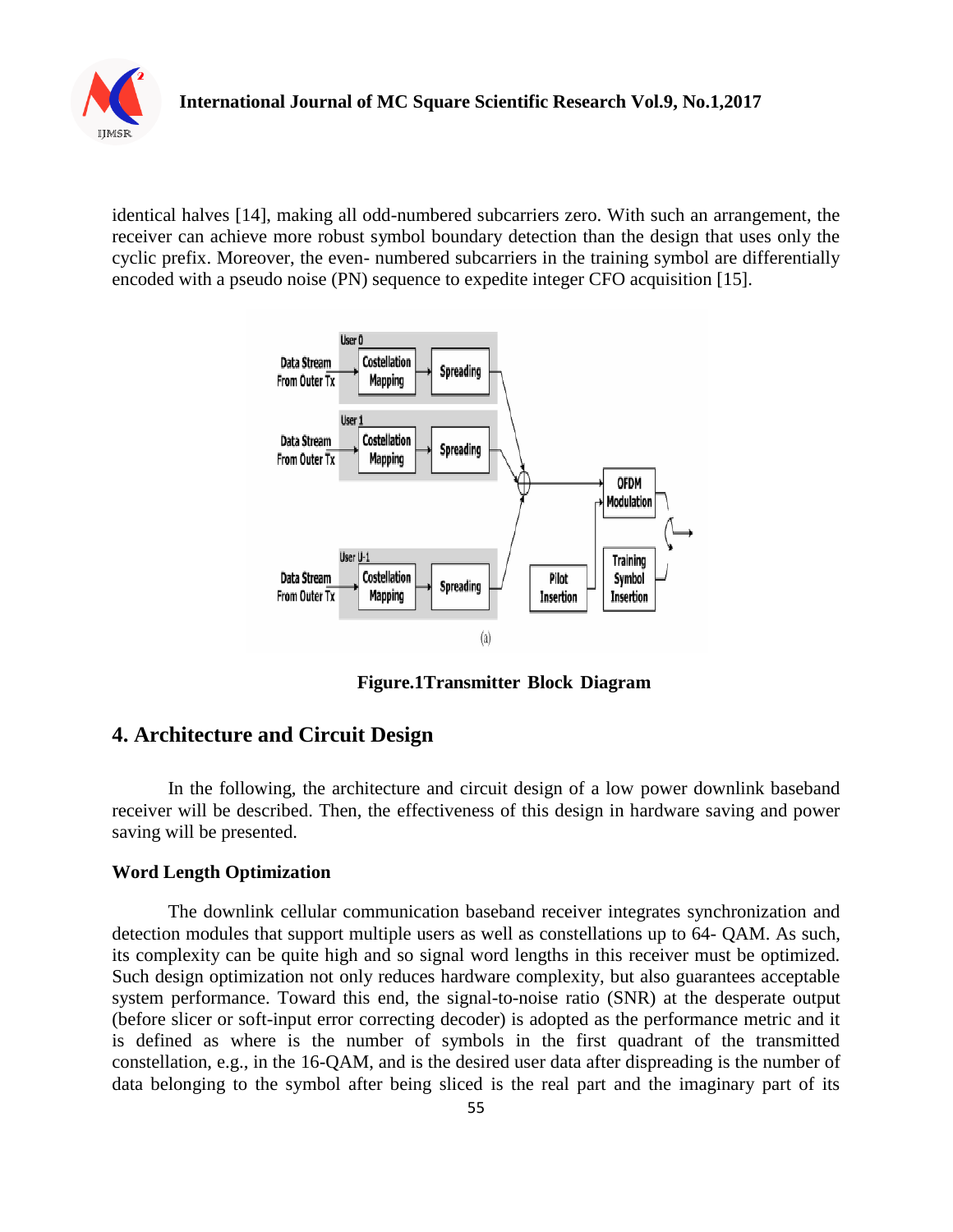identical halves [14], making all odd-numbered subcarriers zero. With such an arrangement, the receiver can achieve more robust symbol boundary detection than the design that uses only the cyclic prefix. Moreover, the even- numbered subcarriers in the training symbol are differentially encoded with a pseudo noise (PN) sequence to expedite integer CFO acquisition [15].

**Figure.1Transmitter Block Diagram**

## 4. Architecture and Circuit Design

In the following, the architecture and circuit design of a low power downlink baseband receiver will be described. Then, the effectiveness of this design in hardware saving and power saving will be presented.

### Word Length Optimization

The downlink cellular communication baseband receiver integrates synchronization and detection modules that support multiple users as well as constellations up to 64- QAM. As such, its complexity can be quite high and so signal word lengths in this receiver must be optimized. Such design optimization not only reduces hardware complexity, but also guarantees acceptable system performance. Toward this end, the signal-to-noise ratio (SNR) at the desperate output (before slicer or soft-input error correcting decoder) is adopted as the performance metric and it is defined as where is the number of symbols in the first quadrant of the transmitted constellation, e.g., in the 16-QAM, and is the desired user data after dispreading is the number of data belonging to the symbol after being sliced is the real part and the imaginary part of its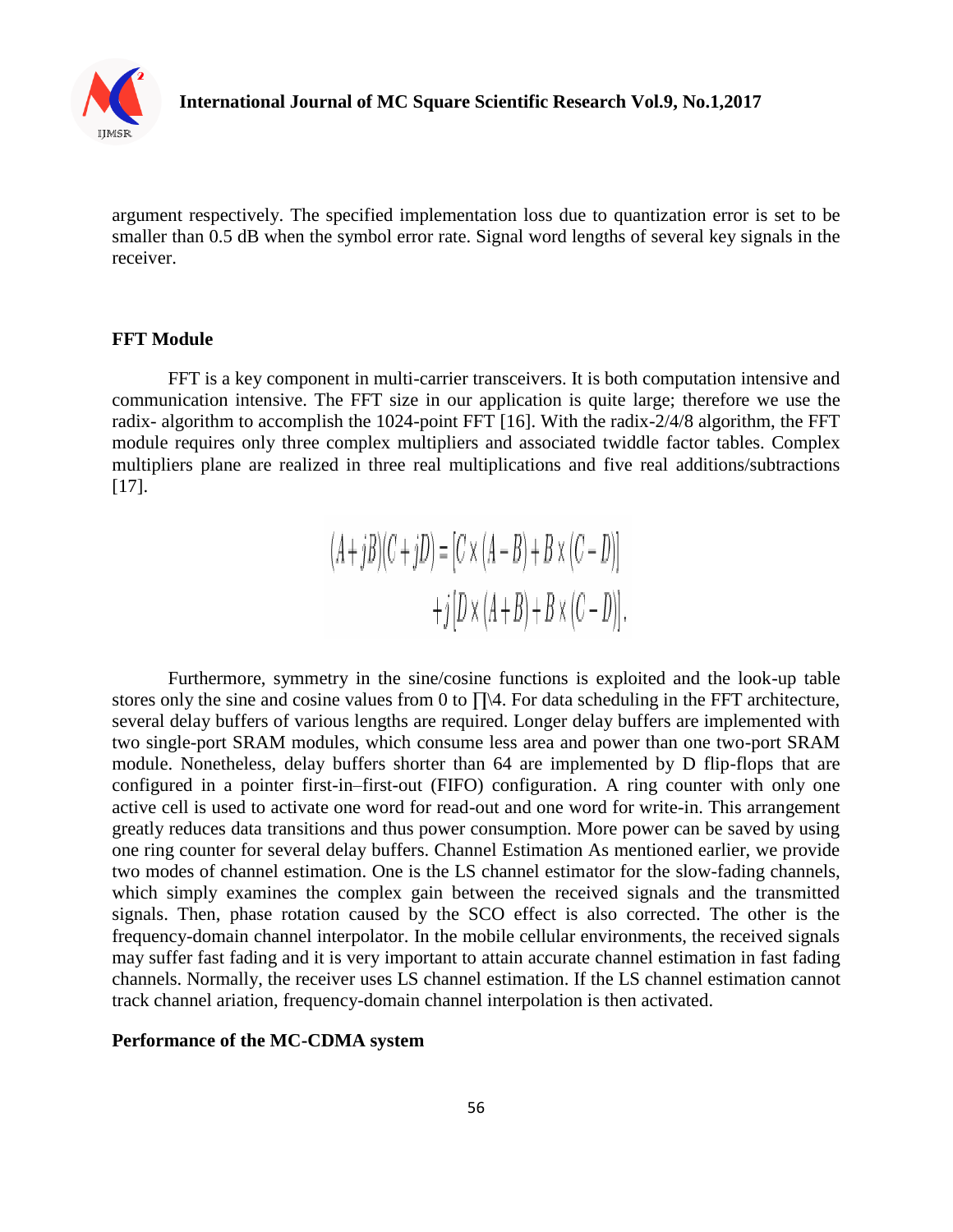argument respectively. The specified implementation loss due to quantization error is set to be smaller than 0.5 dB when the symbol error rate. Signal word lengths of several key signals in the receiver.

### FFT Module

FFT is a key component in multi-carrier transceivers. It is both computation intensive and communication intensive. The FFT size in our application is quite large; therefore we use the radix- algorithm to accomplish the 1024-point FFT [16]. With the radix-2/4/8 algorithm, the FFT module requires only three complex multipliers and associated twiddle factor tables. Complex multipliers plane are realized in three real multiplications and five real additions/subtractions [17].

$$(A+jB)(C+jD)=[C\times(A-B)+B\times(C-D)] \\ +j[D\times(A+B)+B\times(C-D)].$$

Furthermore, symmetry in the sine/cosine functions is exploited and the look-up table stores only the sine and cosine values from 0 to ∏\4. For data scheduling in the FFT architecture, several delay buffers of various lengths are required. Longer delay buffers are implemented with two single-port SRAM modules, which consume less area and power than one two-port SRAM module. Nonetheless, delay buffers shorter than 64 are implemented by D flip-flops that are configured in a pointer first-in–first-out (FIFO) configuration. A ring counter with only one active cell is used to activate one word for read-out and one word for write-in. This arrangement greatly reduces data transitions and thus power consumption. More power can be saved by using one ring counter for several delay buffers. Channel Estimation As mentioned earlier, we provide two modes of channel estimation. One is the LS channel estimator for the slow-fading channels, which simply examines the complex gain between the received signals and the transmitted signals. Then, phase rotation caused by the SCO effect is also corrected. The other is the frequency-domain channel interpolator. In the mobile cellular environments, the received signals may suffer fast fading and it is very important to attain accurate channel estimation in fast fading channels. Normally, the receiver uses LS channel estimation. If the LS channel estimation cannot track channel ariation, frequency-domain channel interpolation is then activated.

### Performance of the MC-CDMA system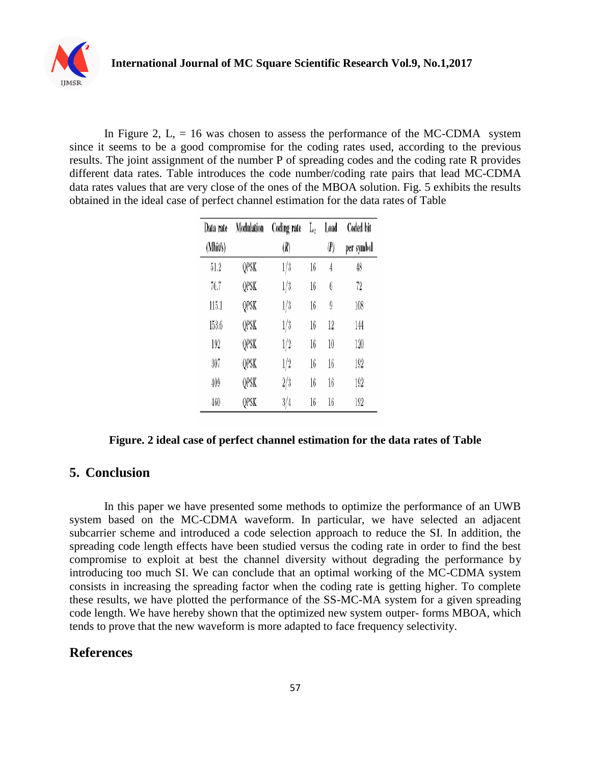In Figure 2, L, = 16 was chosen to assess the performance of the MC-CDMA system since it seems to be a good compromise for the coding rates used, according to the previous results. The joint assignment of the number P of spreading codes and the coding rate R provides different data rates. Table introduces the code number/coding rate pairs that lead MC-CDMA data rates values that are very close of the ones of the MBOA solution. Fig. 5 exhibits the results obtained in the ideal case of perfect channel estimation for the data rates of Table

| Data rate (Mbit/s) | Modulation | Coding rate ($R$) | $L_c$ | Load ($P$) | Coded bit per symbol |
|---|---|---|---|---|---|
| 51.2 | QPSK | 1/3 | 16 | 4 | 48 |
| 76.7 | QPSK | 1/3 | 16 | 6 | 72 |
| 115.1 | QPSK | 1/3 | 16 | 9 | 108 |
| 153.6 | QPSK | 1/3 | 16 | 12 | 144 |
| 192 | QPSK | 1/2 | 16 | 10 | 120 |
| 307 | QPSK | 1/2 | 16 | 16 | 192 |
| 409 | QPSK | 2/3 | 16 | 16 | 192 |
| 460 | QPSK | 3/4 | 16 | 16 | 192 |

**Figure. 2 ideal case of perfect channel estimation for the data rates of Table**

## 5. Conclusion

In this paper we have presented some methods to optimize the performance of an UWB system based on the MC-CDMA waveform. In particular, we have selected an adjacent subcarrier scheme and introduced a code selection approach to reduce the SI. In addition, the spreading code length effects have been studied versus the coding rate in order to find the best compromise to exploit at best the channel diversity without degrading the performance by introducing too much SI. We can conclude that an optimal working of the MC-CDMA system consists in increasing the spreading factor when the coding rate is getting higher. To complete these results, we have plotted the performance of the SS-MC-MA system for a given spreading code length. We have hereby shown that the optimized new system outper- forms MBOA, which tends to prove that the new waveform is more adapted to face frequency selectivity.

## References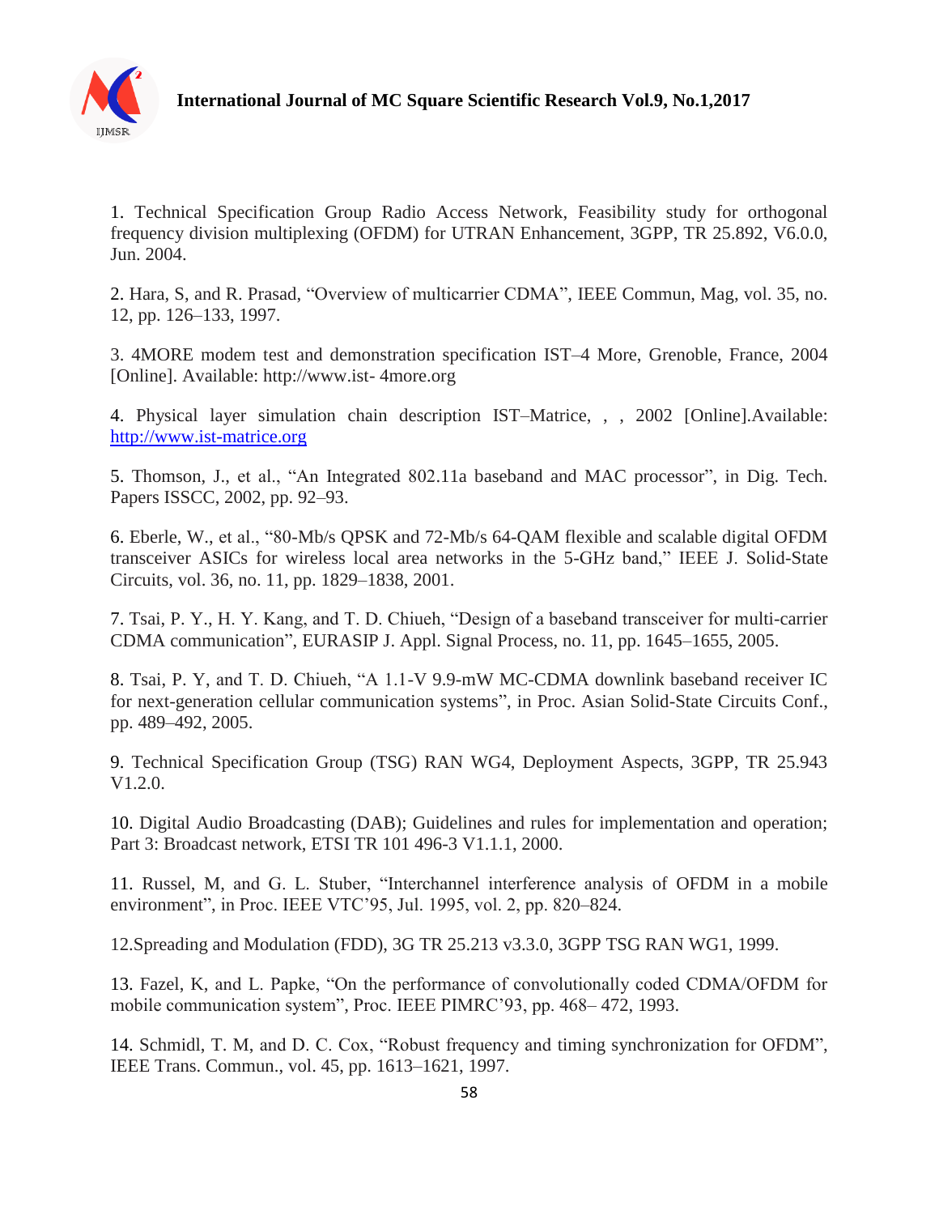1. Technical Specification Group Radio Access Network, Feasibility study for orthogonal frequency division multiplexing (OFDM) for UTRAN Enhancement, 3GPP, TR 25.892, V6.0.0, Jun. 2004.

2. Hara, S, and R. Prasad, “Overview of multicarrier CDMA”, IEEE Commun, Mag, vol. 35, no. 12, pp. 126–133, 1997.

3. 4MORE modem test and demonstration specification IST–4 More, Grenoble, France, 2004 [Online]. Available: http://www.ist- 4more.org

4. Physical layer simulation chain description IST–Matrice, , , 2002 [Online].Available: [http://www.ist-matrice.org](http://www.ist-matrice.org)

5. Thomson, J., et al., “An Integrated 802.11a baseband and MAC processor”, in Dig. Tech. Papers ISSCC, 2002, pp. 92–93.

6. Eberle, W., et al., “80-Mb/s QPSK and 72-Mb/s 64-QAM flexible and scalable digital OFDM transceiver ASICs for wireless local area networks in the 5-GHz band,” IEEE J. Solid-State Circuits, vol. 36, no. 11, pp. 1829–1838, 2001.

7. Tsai, P. Y., H. Y. Kang, and T. D. Chiueh, “Design of a baseband transceiver for multi-carrier CDMA communication”, EURASIP J. Appl. Signal Process, no. 11, pp. 1645–1655, 2005.

8. Tsai, P. Y, and T. D. Chiueh, “A 1.1-V 9.9-mW MC-CDMA downlink baseband receiver IC for next-generation cellular communication systems”, in Proc. Asian Solid-State Circuits Conf., pp. 489–492, 2005.

9. Technical Specification Group (TSG) RAN WG4, Deployment Aspects, 3GPP, TR 25.943 V1.2.0.

10. Digital Audio Broadcasting (DAB); Guidelines and rules for implementation and operation; Part 3: Broadcast network, ETSI TR 101 496-3 V1.1.1, 2000.

11. Russel, M, and G. L. Stuber, “Interchannel interference analysis of OFDM in a mobile environment”, in Proc. IEEE VTC’95, Jul. 1995, vol. 2, pp. 820–824.

12.Spreading and Modulation (FDD), 3G TR 25.213 v3.3.0, 3GPP TSG RAN WG1, 1999.

13. Fazel, K, and L. Papke, “On the performance of convolutionally coded CDMA/OFDM for mobile communication system”, Proc. IEEE PIMRC’93, pp. 468– 472, 1993.

14. Schmidl, T. M, and D. C. Cox, “Robust frequency and timing synchronization for OFDM”, IEEE Trans. Commun., vol. 45, pp. 1613–1621, 1997.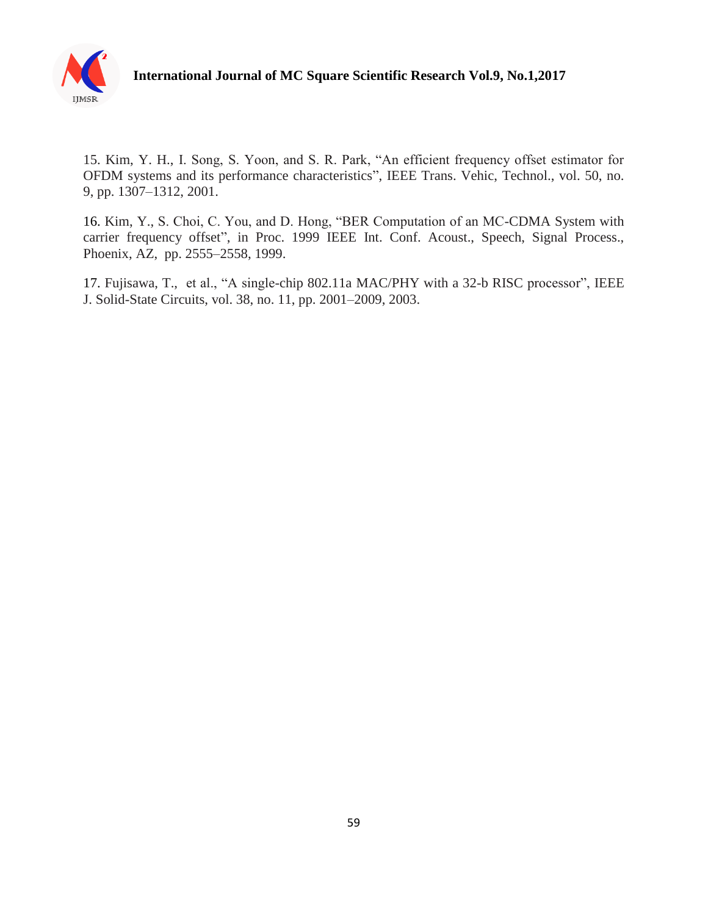15. Kim, Y. H., I. Song, S. Yoon, and S. R. Park, "An efficient frequency offset estimator for OFDM systems and its performance characteristics", IEEE Trans. Vehic, Technol., vol. 50, no. 9, pp. 1307–1312, 2001.

16. Kim, Y., S. Choi, C. You, and D. Hong, "BER Computation of an MC-CDMA System with carrier frequency offset", in Proc. 1999 IEEE Int. Conf. Acoust., Speech, Signal Process., Phoenix, AZ, pp. 2555–2558, 1999.

17. Fujisawa, T., et al., "A single-chip 802.11a MAC/PHY with a 32-b RISC processor", IEEE J. Solid-State Circuits, vol. 38, no. 11, pp. 2001–2009, 2003.